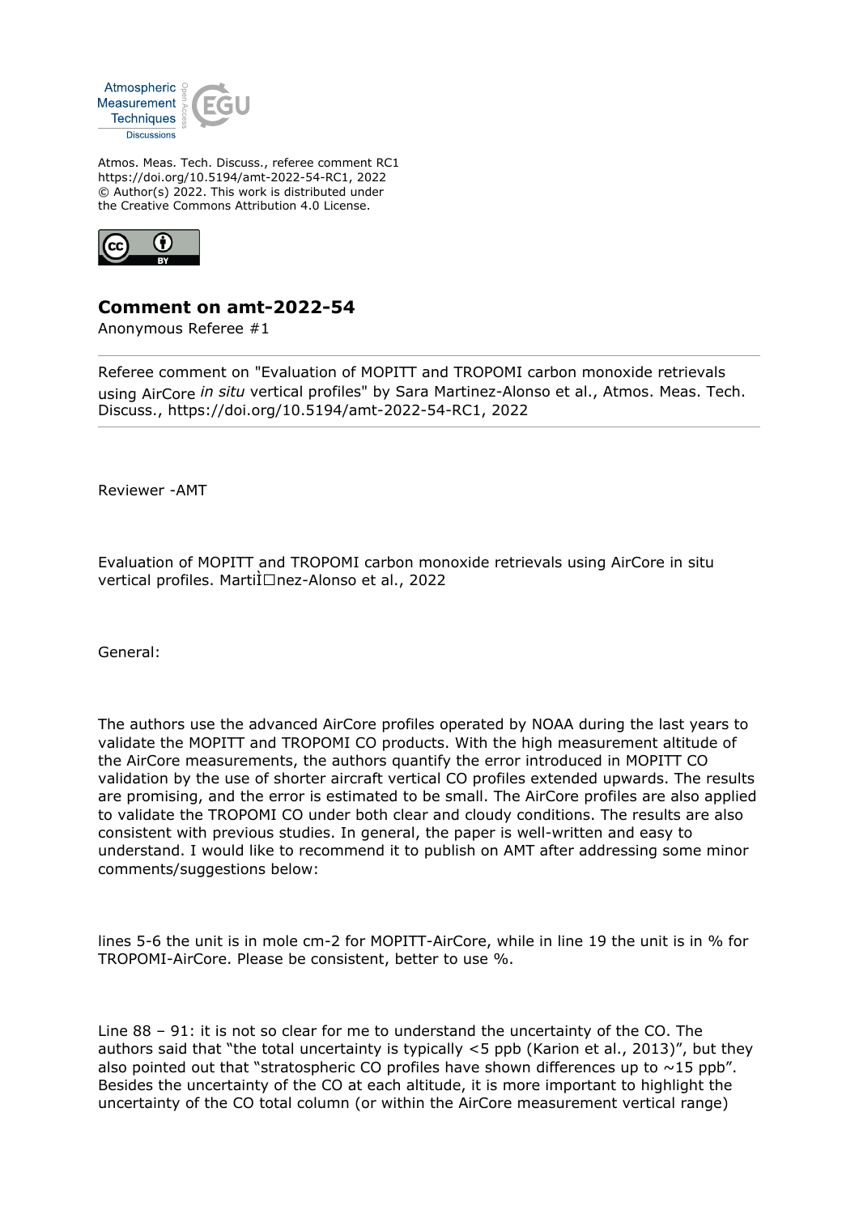Atmospheric Measurement Techniques Discussions

Atmos. Meas. Tech. Discuss., referee comment RC1
https://doi.org/10.5194/amt-2022-54-RC1, 2022
© Author(s) 2022. This work is distributed under the Creative Commons Attribution 4.0 License.

## Comment on amt-2022-54

Anonymous Referee #1

Referee comment on "Evaluation of MOPITT and TROPOMI carbon monoxide retrievals using AirCore *in situ* vertical profiles" by Sara Martinez-Alonso et al., Atmos. Meas. Tech. Discuss., https://doi.org/10.5194/amt-2022-54-RC1, 2022

---

Reviewer -AMT

Evaluation of MOPITT and TROPOMI carbon monoxide retrievals using AirCore in situ vertical profiles. MartiÌ□nez-Alonso et al., 2022

General:

The authors use the advanced AirCore profiles operated by NOAA during the last years to validate the MOPITT and TROPOMI CO products. With the high measurement altitude of the AirCore measurements, the authors quantify the error introduced in MOPITT CO validation by the use of shorter aircraft vertical CO profiles extended upwards. The results are promising, and the error is estimated to be small. The AirCore profiles are also applied to validate the TROPOMI CO under both clear and cloudy conditions. The results are also consistent with previous studies. In general, the paper is well-written and easy to understand. I would like to recommend it to publish on AMT after addressing some minor comments/suggestions below:

lines 5-6 the unit is in mole cm-2 for MOPITT-AirCore, while in line 19 the unit is in % for TROPOMI-AirCore. Please be consistent, better to use %.

Line 88 – 91: it is not so clear for me to understand the uncertainty of the CO. The authors said that "the total uncertainty is typically <5 ppb (Karion et al., 2013)", but they also pointed out that "stratospheric CO profiles have shown differences up to ~15 ppb". Besides the uncertainty of the CO at each altitude, it is more important to highlight the uncertainty of the CO total column (or within the AirCore measurement vertical range)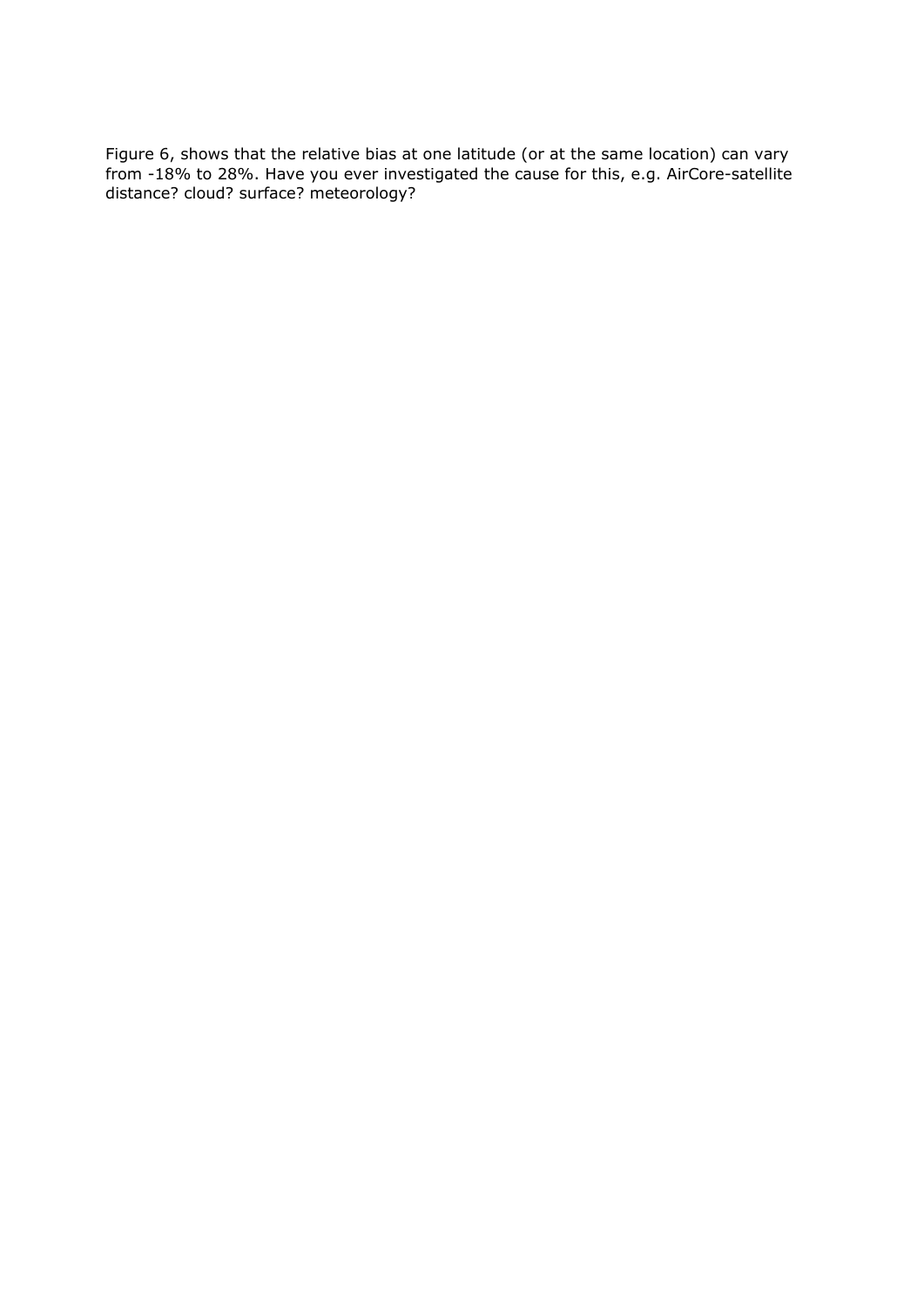Figure 6, shows that the relative bias at one latitude (or at the same location) can vary from -18% to 28%. Have you ever investigated the cause for this, e.g. AirCore-satellite distance? cloud? surface? meteorology?